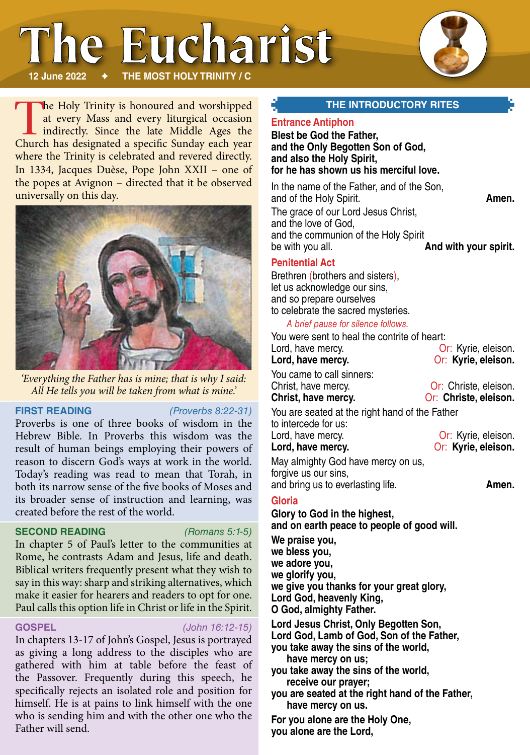# The Eucharist

**12 June 2022 ✦ THE MOST HOLY TRINITY / C**

The Holy Trinity is honoured and worshipped at every Mass and every liturgical occasion indirectly. Since the late Middle Ages the Church has designated a specific Sunday each year where the Trinity is celebrated and revered directly. In 1334, Jacques Duèse, Pope John XXII – one of the popes at Avignon – directed that it be observed universally on this day.

*'Everything the Father has is mine; that is why I said: All He tells you will be taken from what is mine.'*

**FIRST READING** *(Proverbs 8:22-31)*

Proverbs is one of three books of wisdom in the Hebrew Bible. In Proverbs this wisdom was the result of human beings employing their powers of reason to discern God's ways at work in the world. Today's reading was read to mean that Torah, in both its narrow sense of the five books of Moses and its broader sense of instruction and learning, was created before the rest of the world.

**SECOND READING** *(Romans 5:1-5)*

In chapter 5 of Paul's letter to the communities at Rome, he contrasts Adam and Jesus, life and death. Biblical writers frequently present what they wish to say in this way: sharp and striking alternatives, which make it easier for hearers and readers to opt for one. Paul calls this option life in Christ or life in the Spirit.

**GOSPEL** *(John 16:12-15)*

In chapters 13-17 of John's Gospel, Jesus is portrayed as giving a long address to the disciples who are gathered with him at table before the feast of the Passover. Frequently during this speech, he specifically rejects an isolated role and position for himself. He is at pains to link himself with the one who is sending him and with the other one who the Father will send.

## THE INTRODUCTORY RITES

### Entrance Antiphon

**Blest be God the Father,
and the Only Begotten Son of God,
and also the Holy Spirit,
for he has shown us his merciful love.**

In the name of the Father, and of the Son,
and of the Holy Spirit. **Amen.**

The grace of our Lord Jesus Christ,
and the love of God,
and the communion of the Holy Spirit
be with you all. **And with your spirit.**

### Penitential Act

Brethren (brothers and sisters),
let us acknowledge our sins,
and so prepare ourselves
to celebrate the sacred mysteries.

*A brief pause for silence follows.*

You were sent to heal the contrite of heart:
Lord, have mercy. Or: Kyrie, eleison.
**Lord, have mercy.** Or: **Kyrie, eleison.**

You came to call sinners:
Christ, have mercy. Or: Christe, eleison.
**Christ, have mercy.** Or: **Christe, eleison.**

You are seated at the right hand of the Father
to intercede for us:
Lord, have mercy. Or: Kyrie, eleison.
**Lord, have mercy.** Or: **Kyrie, eleison.**

May almighty God have mercy on us,
forgive us our sins,
and bring us to everlasting life. **Amen.**

### Gloria

**Glory to God in the highest,
and on earth peace to people of good will.**

**We praise you,
we bless you,
we adore you,
we glorify you,
we give you thanks for your great glory,
Lord God, heavenly King,
O God, almighty Father.**

**Lord Jesus Christ, Only Begotten Son,
Lord God, Lamb of God, Son of the Father,
you take away the sins of the world,
have mercy on us;
you take away the sins of the world,
receive our prayer;
you are seated at the right hand of the Father,
have mercy on us.**

**For you alone are the Holy One,
you alone are the Lord,**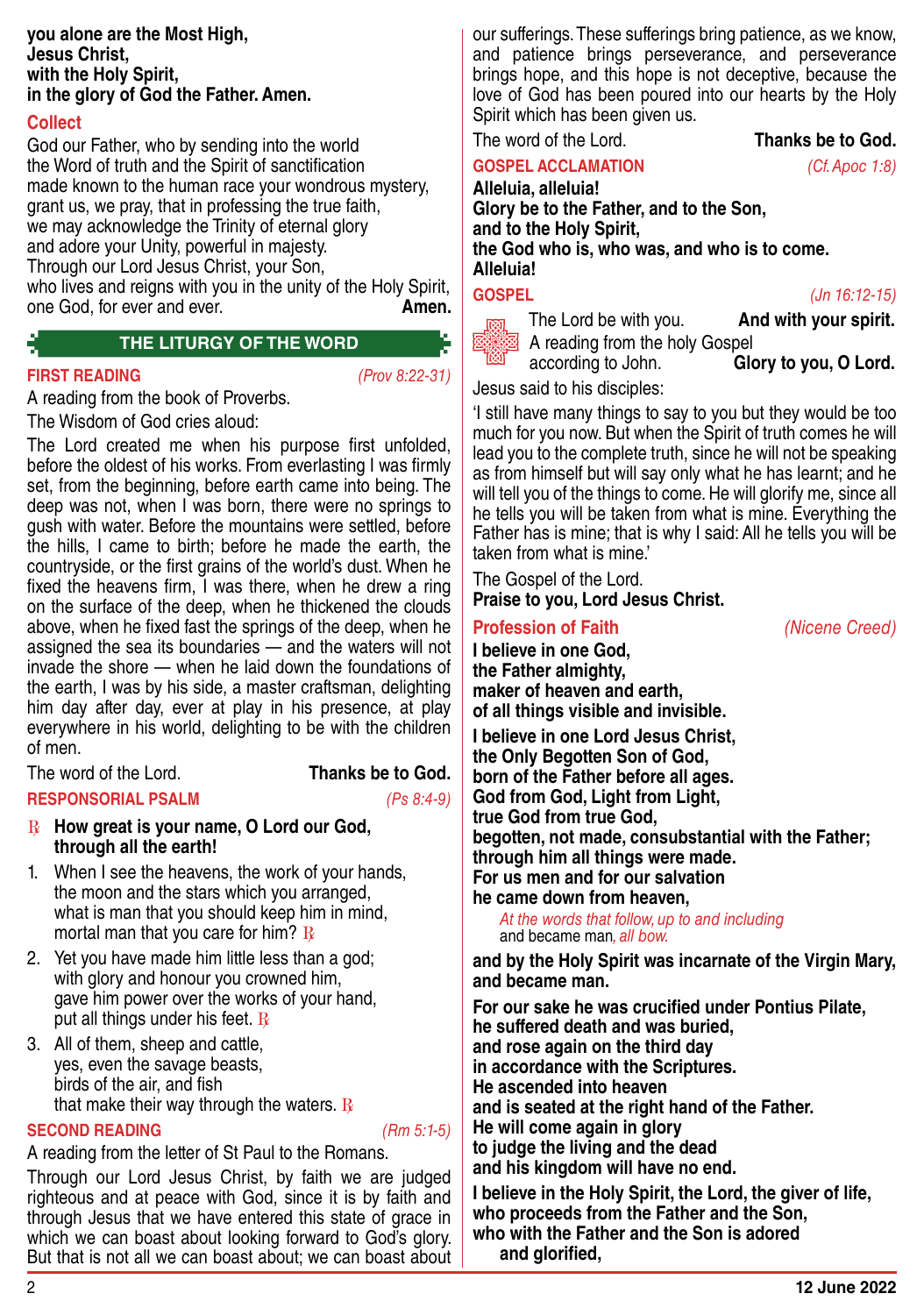**you alone are the Most High,**
**Jesus Christ,**
**with the Holy Spirit,**
**in the glory of God the Father. Amen.**

## Collect

God our Father, who by sending into the world
the Word of truth and the Spirit of sanctification
made known to the human race your wondrous mystery,
grant us, we pray, that in professing the true faith,
we may acknowledge the Trinity of eternal glory
and adore your Unity, powerful in majesty.
Through our Lord Jesus Christ, your Son,
who lives and reigns with you in the unity of the Holy Spirit,
one God, for ever and ever. **Amen.**

## THE LITURGY OF THE WORD

### FIRST READING *(Prov 8:22-31)*

A reading from the book of Proverbs.

The Wisdom of God cries aloud:

The Lord created me when his purpose first unfolded, before the oldest of his works. From everlasting I was firmly set, from the beginning, before earth came into being. The deep was not, when I was born, there were no springs to gush with water. Before the mountains were settled, before the hills, I came to birth; before he made the earth, the countryside, or the first grains of the world's dust. When he fixed the heavens firm, I was there, when he drew a ring on the surface of the deep, when he thickened the clouds above, when he fixed fast the springs of the deep, when he assigned the sea its boundaries — and the waters will not invade the shore — when he laid down the foundations of the earth, I was by his side, a master craftsman, delighting him day after day, ever at play in his presence, at play everywhere in his world, delighting to be with the children of men.

The word of the Lord. **Thanks be to God.**

### RESPONSORIAL PSALM *(Ps 8:4-9)*

℟ **How great is your name, O Lord our God, through all the earth!**

1. When I see the heavens, the work of your hands,
   the moon and the stars which you arranged,
   what is man that you should keep him in mind,
   mortal man that you care for him? ℟

2. Yet you have made him little less than a god;
   with glory and honour you crowned him,
   gave him power over the works of your hand,
   put all things under his feet. ℟

3. All of them, sheep and cattle,
   yes, even the savage beasts,
   birds of the air, and fish
   that make their way through the waters. ℟

### SECOND READING *(Rm 5:1-5)*

A reading from the letter of St Paul to the Romans.

Through our Lord Jesus Christ, by faith we are judged righteous and at peace with God, since it is by faith and through Jesus that we have entered this state of grace in which we can boast about looking forward to God's glory. But that is not all we can boast about; we can boast about our sufferings. These sufferings bring patience, as we know, and patience brings perseverance, and perseverance brings hope, and this hope is not deceptive, because the love of God has been poured into our hearts by the Holy Spirit which has been given us.

The word of the Lord. **Thanks be to God.**

### GOSPEL ACCLAMATION *(Cf. Apoc 1:8)*

**Alleluia, alleluia!**
**Glory be to the Father, and to the Son,**
**and to the Holy Spirit,**
**the God who is, who was, and who is to come.**
**Alleluia!**

### GOSPEL *(Jn 16:12-15)*

The Lord be with you. **And with your spirit.**
A reading from the holy Gospel according to John. **Glory to you, O Lord.**

Jesus said to his disciples:

'I still have many things to say to you but they would be too much for you now. But when the Spirit of truth comes he will lead you to the complete truth, since he will not be speaking as from himself but will say only what he has learnt; and he will tell you of the things to come. He will glorify me, since all he tells you will be taken from what is mine. Everything the Father has is mine; that is why I said: All he tells you will be taken from what is mine.'

The Gospel of the Lord.
**Praise to you, Lord Jesus Christ.**

## Profession of Faith *(Nicene Creed)*

**I believe in one God,**
**the Father almighty,**
**maker of heaven and earth,**
**of all things visible and invisible.**

**I believe in one Lord Jesus Christ,**
**the Only Begotten Son of God,**
**born of the Father before all ages.**
**God from God, Light from Light,**
**true God from true God,**
**begotten, not made, consubstantial with the Father;**
**through him all things were made.**
**For us men and for our salvation**
**he came down from heaven,**

*At the words that follow, up to and including* and became man*, all bow.*

**and by the Holy Spirit was incarnate of the Virgin Mary,**
**and became man.**

**For our sake he was crucified under Pontius Pilate,**
**he suffered death and was buried,**
**and rose again on the third day**
**in accordance with the Scriptures.**
**He ascended into heaven**
**and is seated at the right hand of the Father.**
**He will come again in glory**
**to judge the living and the dead**
**and his kingdom will have no end.**

**I believe in the Holy Spirit, the Lord, the giver of life,**
**who proceeds from the Father and the Son,**
**who with the Father and the Son is adored**
**and glorified,**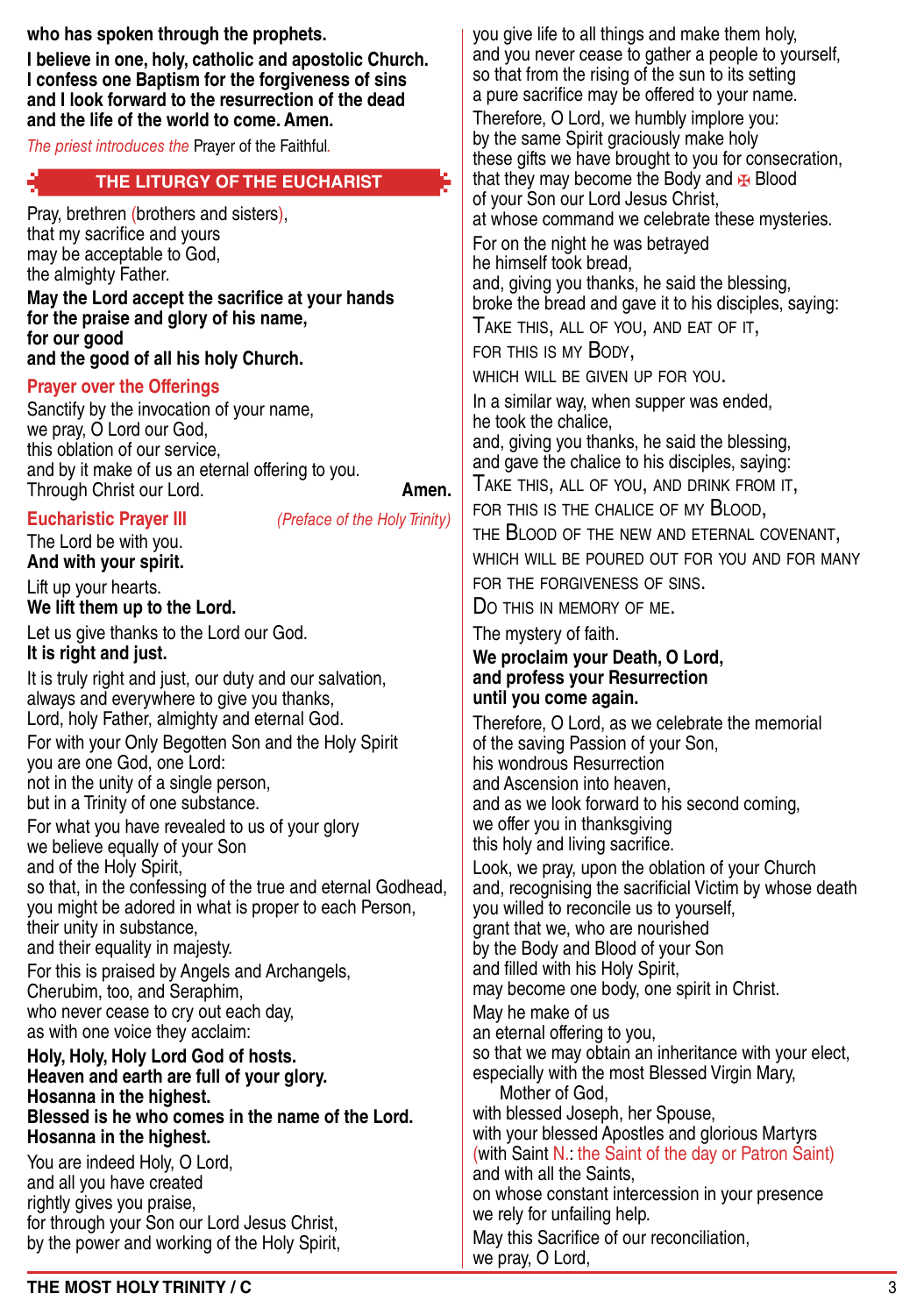**who has spoken through the prophets.**

**I believe in one, holy, catholic and apostolic Church.**
**I confess one Baptism for the forgiveness of sins**
**and I look forward to the resurrection of the dead**
**and the life of the world to come. Amen.**

*The priest introduces the* Prayer of the Faithful*.*

## THE LITURGY OF THE EUCHARIST

Pray, brethren (brothers and sisters),
that my sacrifice and yours
may be acceptable to God,
the almighty Father.

**May the Lord accept the sacrifice at your hands**
**for the praise and glory of his name,**
**for our good**
**and the good of all his holy Church.**

### Prayer over the Offerings

Sanctify by the invocation of your name,
we pray, O Lord our God,
this oblation of our service,
and by it make of us an eternal offering to you.
Through Christ our Lord. **Amen.**

### Eucharistic Prayer III

*(Preface of the Holy Trinity)*

The Lord be with you.
**And with your spirit.**

Lift up your hearts.
**We lift them up to the Lord.**

Let us give thanks to the Lord our God.
**It is right and just.**

It is truly right and just, our duty and our salvation,
always and everywhere to give you thanks,
Lord, holy Father, almighty and eternal God.

For with your Only Begotten Son and the Holy Spirit
you are one God, one Lord:
not in the unity of a single person,
but in a Trinity of one substance.

For what you have revealed to us of your glory
we believe equally of your Son
and of the Holy Spirit,
so that, in the confessing of the true and eternal Godhead,
you might be adored in what is proper to each Person,
their unity in substance,
and their equality in majesty.

For this is praised by Angels and Archangels,
Cherubim, too, and Seraphim,
who never cease to cry out each day,
as with one voice they acclaim:

**Holy, Holy, Holy Lord God of hosts.**
**Heaven and earth are full of your glory.**
**Hosanna in the highest.**
**Blessed is he who comes in the name of the Lord.**
**Hosanna in the highest.**

You are indeed Holy, O Lord,
and all you have created
rightly gives you praise,
for through your Son our Lord Jesus Christ,
by the power and working of the Holy Spirit,
you give life to all things and make them holy,
and you never cease to gather a people to yourself,
so that from the rising of the sun to its setting
a pure sacrifice may be offered to your name.

Therefore, O Lord, we humbly implore you:
by the same Spirit graciously make holy
these gifts we have brought to you for consecration,
that they may become the Body and ✠ Blood
of your Son our Lord Jesus Christ,
at whose command we celebrate these mysteries.

For on the night he was betrayed
he himself took bread,
and, giving you thanks, he said the blessing,
broke the bread and gave it to his disciples, saying:

TAKE THIS, ALL OF YOU, AND EAT OF IT,
FOR THIS IS MY BODY,
WHICH WILL BE GIVEN UP FOR YOU.

In a similar way, when supper was ended,
he took the chalice,
and, giving you thanks, he said the blessing,
and gave the chalice to his disciples, saying:

TAKE THIS, ALL OF YOU, AND DRINK FROM IT,
FOR THIS IS THE CHALICE OF MY BLOOD,
THE BLOOD OF THE NEW AND ETERNAL COVENANT,
WHICH WILL BE POURED OUT FOR YOU AND FOR MANY
FOR THE FORGIVENESS OF SINS.
DO THIS IN MEMORY OF ME.

The mystery of faith.

**We proclaim your Death, O Lord,**
**and profess your Resurrection**
**until you come again.**

Therefore, O Lord, as we celebrate the memorial
of the saving Passion of your Son,
his wondrous Resurrection
and Ascension into heaven,
and as we look forward to his second coming,
we offer you in thanksgiving
this holy and living sacrifice.

Look, we pray, upon the oblation of your Church
and, recognising the sacrificial Victim by whose death
you willed to reconcile us to yourself,
grant that we, who are nourished
by the Body and Blood of your Son
and filled with his Holy Spirit,
may become one body, one spirit in Christ.

May he make of us
an eternal offering to you,
so that we may obtain an inheritance with your elect,
especially with the most Blessed Virgin Mary,
Mother of God,
with blessed Joseph, her Spouse,
with your blessed Apostles and glorious Martyrs
(with Saint N.: the Saint of the day or Patron Saint)
and with all the Saints,
on whose constant intercession in your presence
we rely for unfailing help.

May this Sacrifice of our reconciliation,
we pray, O Lord,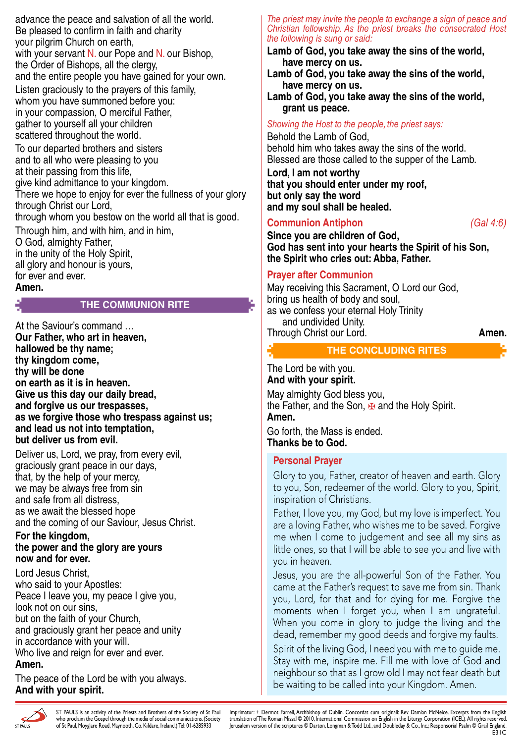advance the peace and salvation of all the world.
Be pleased to confirm in faith and charity
your pilgrim Church on earth,
with your servant N. our Pope and N. our Bishop,
the Order of Bishops, all the clergy,
and the entire people you have gained for your own.

Listen graciously to the prayers of this family,
whom you have summoned before you:
in your compassion, O merciful Father,
gather to yourself all your children
scattered throughout the world.

To our departed brothers and sisters
and to all who were pleasing to you
at their passing from this life,
give kind admittance to your kingdom.
There we hope to enjoy for ever the fullness of your glory
through Christ our Lord,
through whom you bestow on the world all that is good.

Through him, and with him, and in him,
O God, almighty Father,
in the unity of the Holy Spirit,
all glory and honour is yours,
for ever and ever.
**Amen.**

## THE COMMUNION RITE

At the Saviour's command …
**Our Father, who art in heaven,**
**hallowed be thy name;**
**thy kingdom come,**
**thy will be done**
**on earth as it is in heaven.**
**Give us this day our daily bread,**
**and forgive us our trespasses,**
**as we forgive those who trespass against us;**
**and lead us not into temptation,**
**but deliver us from evil.**

Deliver us, Lord, we pray, from every evil,
graciously grant peace in our days,
that, by the help of your mercy,
we may be always free from sin
and safe from all distress,
as we await the blessed hope
and the coming of our Saviour, Jesus Christ.

**For the kingdom,**
**the power and the glory are yours**
**now and for ever.**

Lord Jesus Christ,
who said to your Apostles:
Peace I leave you, my peace I give you,
look not on our sins,
but on the faith of your Church,
and graciously grant her peace and unity
in accordance with your will.
Who live and reign for ever and ever.
**Amen.**

The peace of the Lord be with you always.
**And with your spirit.**

*The priest may invite the people to exchange a sign of peace and Christian fellowship. As the priest breaks the consecrated Host the following is sung or said:*

**Lamb of God, you take away the sins of the world,**
**have mercy on us.**
**Lamb of God, you take away the sins of the world,**
**have mercy on us.**
**Lamb of God, you take away the sins of the world,**
**grant us peace.**

*Showing the Host to the people, the priest says:*

Behold the Lamb of God,
behold him who takes away the sins of the world.
Blessed are those called to the supper of the Lamb.

**Lord, I am not worthy**
**that you should enter under my roof,**
**but only say the word**
**and my soul shall be healed.**

### Communion Antiphon *(Gal 4:6)*

**Since you are children of God,**
**God has sent into your hearts the Spirit of his Son,**
**the Spirit who cries out: Abba, Father.**

### Prayer after Communion

May receiving this Sacrament, O Lord our God,
bring us health of body and soul,
as we confess your eternal Holy Trinity
and undivided Unity.
Through Christ our Lord. **Amen.**

## THE CONCLUDING RITES

The Lord be with you.
**And with your spirit.**

May almighty God bless you,
the Father, and the Son, ✠ and the Holy Spirit.
**Amen.**

Go forth, the Mass is ended.
**Thanks be to God.**

### Personal Prayer

Glory to you, Father, creator of heaven and earth. Glory to you, Son, redeemer of the world. Glory to you, Spirit, inspiration of Christians.

Father, I love you, my God, but my love is imperfect. You are a loving Father, who wishes me to be saved. Forgive me when I come to judgement and see all my sins as little ones, so that I will be able to see you and live with you in heaven.

Jesus, you are the all-powerful Son of the Father. You came at the Father's request to save me from sin. Thank you, Lord, for that and for dying for me. Forgive the moments when I forget you, when I am ungrateful. When you come in glory to judge the living and the dead, remember my good deeds and forgive my faults.

Spirit of the living God, I need you with me to guide me. Stay with me, inspire me. Fill me with love of God and neighbour so that as I grow old I may not fear death but be waiting to be called into your Kingdom. Amen.

ST PAULS is an activity of the Priests and Brothers of the Society of St Paul who proclaim the Gospel through the media of social communications. (Society of St Paul, Moyglare Road, Maynooth, Co. Kildare, Ireland.) Tel: 01-6285933

Imprimatur: + Dermot Farrell, Archbishop of Dublin. Concordat cum originali: Rev Damian McNeice. Excerpts from the English translation of The Roman Missal © 2010, International Commission on English in the Liturgy Corporation (ICEL). All rights reserved. Jerusalem version of the scriptures © Darton, Longman & Todd Ltd., and Doubleday & Co., Inc.; Responsorial Psalm © Grail England.
E31C